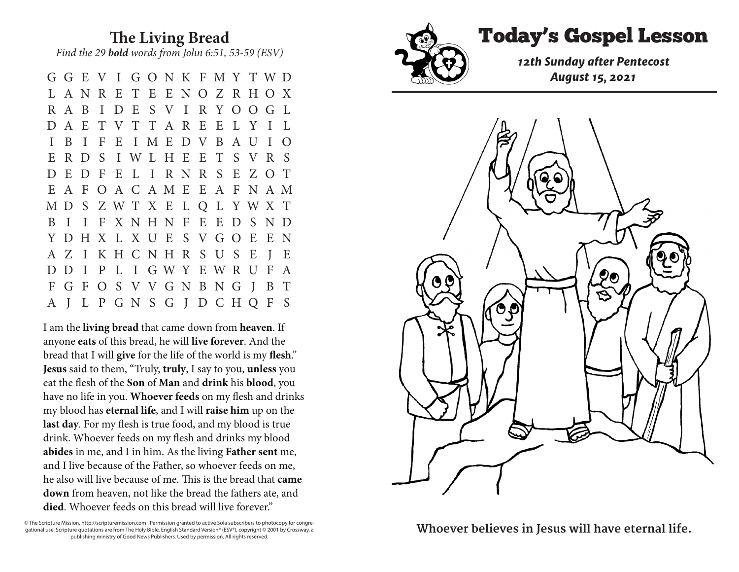## The Living Bread

*Find the 29 **bold** words from John 6:51, 53-59 (ESV)*

```
G G E V I G O N K F M Y T W D
L A N R E T E E N O Z R H O X
R A B I D E S V I R Y O O G L
D A E T V T T A R E E L Y I L
I B I F E I M E D V B A U I O
E R D S I W L H E E T S V R S
D E D F E L I R N R S E Z O T
E A F O A C A M E E A F N A M
M D S Z W T X E L Q L Y W X T
B I I F X N H N F E E D S N D
Y D H X L X U E S V G O E E N
A Z I K H C N H R S U S E J E
D D I P L I G W Y E W R U F A
F G F O S V V G N B N G J B T
A J L P G N S G J D C H Q F S
```

I am the **living bread** that came down from **heaven**. If anyone **eats** of this bread, he will **live forever**. And the bread that I will **give** for the life of the world is my **flesh**." **Jesus** said to them, "Truly, **truly**, I say to you, **unless** you eat the flesh of the **Son** of **Man** and **drink** his **blood**, you have no life in you. **Whoever feeds** on my flesh and drinks my blood has **eternal life**, and I will **raise him** up on the **last day**. For my flesh is true food, and my blood is true drink. Whoever feeds on my flesh and drinks my blood **abides** in me, and I in him. As the living **Father sent** me, and I live because of the Father, so whoever feeds on me, he also will live because of me. This is the bread that **came down** from heaven, not like the bread the fathers ate, and **died**. Whoever feeds on this bread will live forever."

© The Scripture Mission, http://scripturemission.com . Permission granted to active Sola subscribers to photocopy for congregational use. Scripture quotations are from The Holy Bible, English Standard Version® (ESV®), copyright © 2001 by Crossway, a publishing ministry of Good News Publishers. Used by permission. All rights reserved.

# Today's Gospel Lesson

***12th Sunday after Pentecost***
***August 15, 2021***

**Whoever believes in Jesus will have eternal life.**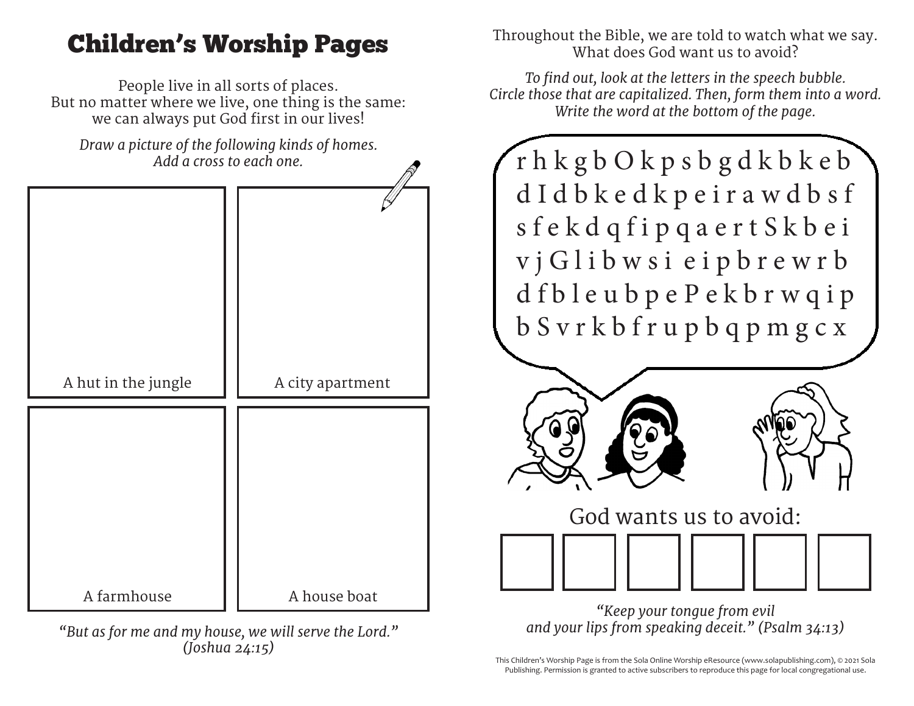# Children's Worship Pages

People live in all sorts of places.
But no matter where we live, one thing is the same:
we can always put God first in our lives!

*Draw a picture of the following kinds of homes.
Add a cross to each one.*

A hut in the jungle

A city apartment

A farmhouse

A house boat

*"But as for me and my house, we will serve the Lord." (Joshua 24:15)*

Throughout the Bible, we are told to watch what we say.
What does God want us to avoid?

*To find out, look at the letters in the speech bubble.
Circle those that are capitalized. Then, form them into a word.
Write the word at the bottom of the page.*

r h k g b O k p s b g d k b k e b
d I d b k e d k p e i r a w d b s f
s f e k d q f i p q a e r t S k b e i
v j G l i b w s i e i p b r e w r b
d f b l e u b p e P e k b r w q i p
b S v r k b f r u p b q p m g c x

God wants us to avoid:

*"Keep your tongue from evil
and your lips from speaking deceit." (Psalm 34:13)*

This Children's Worship Page is from the Sola Online Worship eResource (www.solapublishing.com), © 2021 Sola Publishing. Permission is granted to active subscribers to reproduce this page for local congregational use.